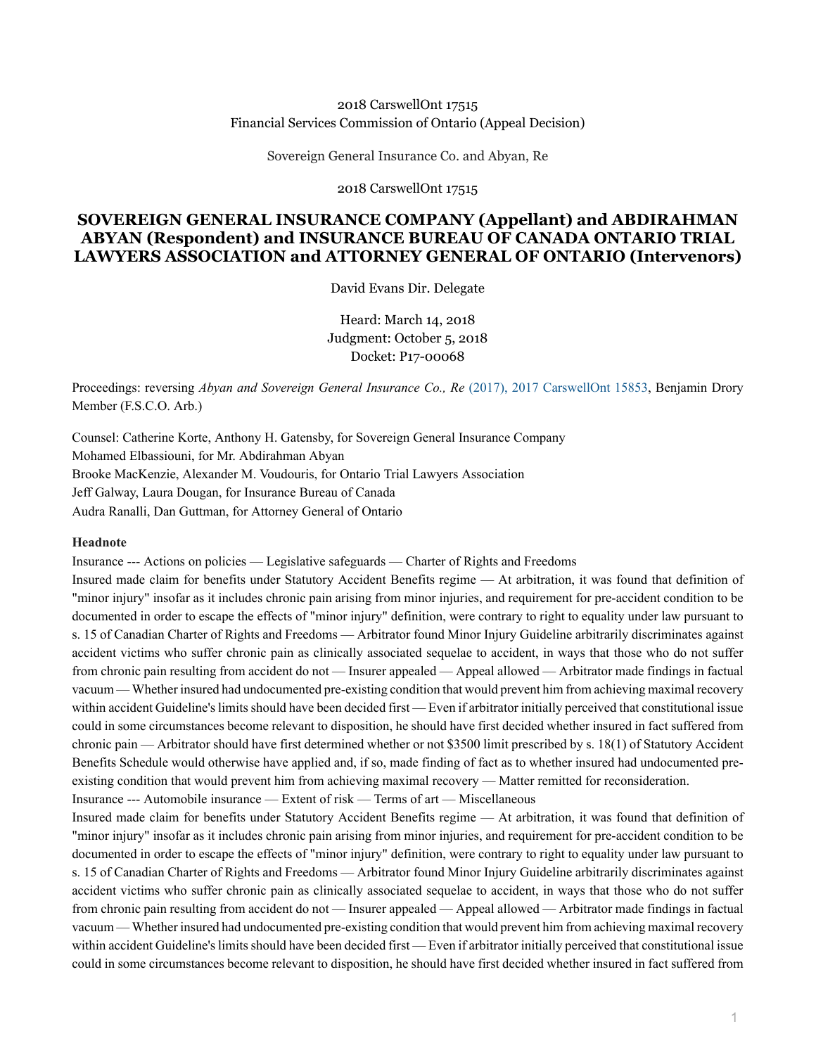2018 CarswellOnt 17515
Financial Services Commission of Ontario (Appeal Decision)

Sovereign General Insurance Co. and Abyan, Re

2018 CarswellOnt 17515

# SOVEREIGN GENERAL INSURANCE COMPANY (Appellant) and ABDIRAHMAN ABYAN (Respondent) and INSURANCE BUREAU OF CANADA ONTARIO TRIAL LAWYERS ASSOCIATION and ATTORNEY GENERAL OF ONTARIO (Intervenors)

David Evans Dir. Delegate

Heard: March 14, 2018
Judgment: October 5, 2018
Docket: P17-00068

Proceedings: reversing *Abyan and Sovereign General Insurance Co., Re* (2017), 2017 CarswellOnt 15853, Benjamin Drory Member (F.S.C.O. Arb.)

Counsel: Catherine Korte, Anthony H. Gatensby, for Sovereign General Insurance Company
Mohamed Elbassiouni, for Mr. Abdirahman Abyan
Brooke MacKenzie, Alexander M. Voudouris, for Ontario Trial Lawyers Association
Jeff Galway, Laura Dougan, for Insurance Bureau of Canada
Audra Ranalli, Dan Guttman, for Attorney General of Ontario

**Headnote**

Insurance --- Actions on policies — Legislative safeguards — Charter of Rights and Freedoms

Insured made claim for benefits under Statutory Accident Benefits regime — At arbitration, it was found that definition of "minor injury" insofar as it includes chronic pain arising from minor injuries, and requirement for pre-accident condition to be documented in order to escape the effects of "minor injury" definition, were contrary to right to equality under law pursuant to s. 15 of Canadian Charter of Rights and Freedoms — Arbitrator found Minor Injury Guideline arbitrarily discriminates against accident victims who suffer chronic pain as clinically associated sequelae to accident, in ways that those who do not suffer from chronic pain resulting from accident do not — Insurer appealed — Appeal allowed — Arbitrator made findings in factual vacuum — Whether insured had undocumented pre-existing condition that would prevent him from achieving maximal recovery within accident Guideline's limits should have been decided first — Even if arbitrator initially perceived that constitutional issue could in some circumstances become relevant to disposition, he should have first decided whether insured in fact suffered from chronic pain — Arbitrator should have first determined whether or not $3500 limit prescribed by s. 18(1) of Statutory Accident Benefits Schedule would otherwise have applied and, if so, made finding of fact as to whether insured had undocumented pre-existing condition that would prevent him from achieving maximal recovery — Matter remitted for reconsideration.

Insurance --- Automobile insurance — Extent of risk — Terms of art — Miscellaneous

Insured made claim for benefits under Statutory Accident Benefits regime — At arbitration, it was found that definition of "minor injury" insofar as it includes chronic pain arising from minor injuries, and requirement for pre-accident condition to be documented in order to escape the effects of "minor injury" definition, were contrary to right to equality under law pursuant to s. 15 of Canadian Charter of Rights and Freedoms — Arbitrator found Minor Injury Guideline arbitrarily discriminates against accident victims who suffer chronic pain as clinically associated sequelae to accident, in ways that those who do not suffer from chronic pain resulting from accident do not — Insurer appealed — Appeal allowed — Arbitrator made findings in factual vacuum — Whether insured had undocumented pre-existing condition that would prevent him from achieving maximal recovery within accident Guideline's limits should have been decided first — Even if arbitrator initially perceived that constitutional issue could in some circumstances become relevant to disposition, he should have first decided whether insured in fact suffered from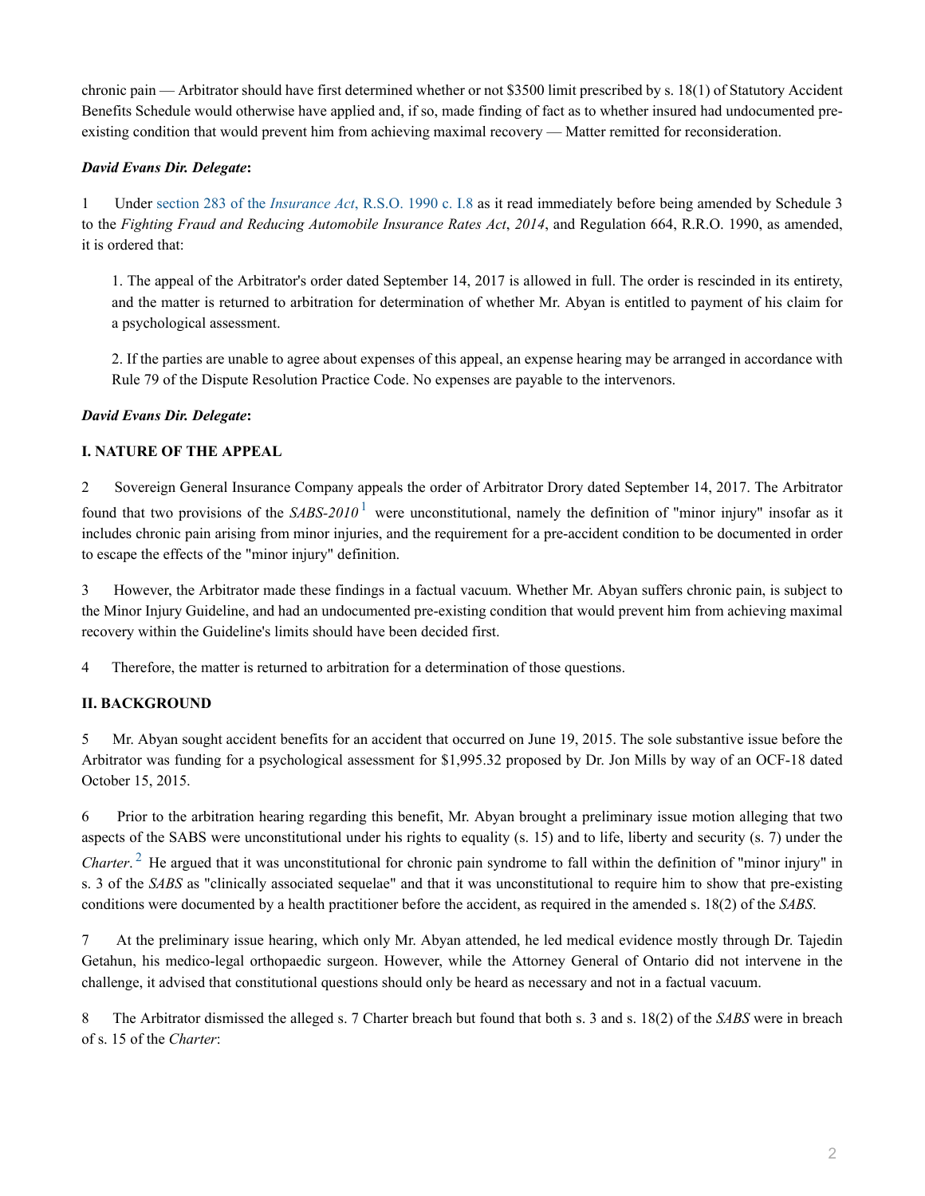chronic pain — Arbitrator should have first determined whether or not $3500 limit prescribed by s. 18(1) of Statutory Accident Benefits Schedule would otherwise have applied and, if so, made finding of fact as to whether insured had undocumented pre-existing condition that would prevent him from achieving maximal recovery — Matter remitted for reconsideration.

***David Evans Dir. Delegate*:**

1 Under section 283 of the *Insurance Act*, R.S.O. 1990 c. I.8 as it read immediately before being amended by Schedule 3 to the *Fighting Fraud and Reducing Automobile Insurance Rates Act*, *2014*, and Regulation 664, R.R.O. 1990, as amended, it is ordered that:

> 1. The appeal of the Arbitrator's order dated September 14, 2017 is allowed in full. The order is rescinded in its entirety, and the matter is returned to arbitration for determination of whether Mr. Abyan is entitled to payment of his claim for a psychological assessment.
>
> 2. If the parties are unable to agree about expenses of this appeal, an expense hearing may be arranged in accordance with Rule 79 of the Dispute Resolution Practice Code. No expenses are payable to the intervenors.

***David Evans Dir. Delegate*:**

**I. NATURE OF THE APPEAL**

2 Sovereign General Insurance Company appeals the order of Arbitrator Drory dated September 14, 2017. The Arbitrator found that two provisions of the *SABS-2010*[1] were unconstitutional, namely the definition of "minor injury" insofar as it includes chronic pain arising from minor injuries, and the requirement for a pre-accident condition to be documented in order to escape the effects of the "minor injury" definition.

3 However, the Arbitrator made these findings in a factual vacuum. Whether Mr. Abyan suffers chronic pain, is subject to the Minor Injury Guideline, and had an undocumented pre-existing condition that would prevent him from achieving maximal recovery within the Guideline's limits should have been decided first.

4 Therefore, the matter is returned to arbitration for a determination of those questions.

**II. BACKGROUND**

5 Mr. Abyan sought accident benefits for an accident that occurred on June 19, 2015. The sole substantive issue before the Arbitrator was funding for a psychological assessment for $1,995.32 proposed by Dr. Jon Mills by way of an OCF-18 dated October 15, 2015.

6 Prior to the arbitration hearing regarding this benefit, Mr. Abyan brought a preliminary issue motion alleging that two aspects of the SABS were unconstitutional under his rights to equality (s. 15) and to life, liberty and security (s. 7) under the *Charter*.[2] He argued that it was unconstitutional for chronic pain syndrome to fall within the definition of "minor injury" in s. 3 of the *SABS* as "clinically associated sequelae" and that it was unconstitutional to require him to show that pre-existing conditions were documented by a health practitioner before the accident, as required in the amended s. 18(2) of the *SABS*.

7 At the preliminary issue hearing, which only Mr. Abyan attended, he led medical evidence mostly through Dr. Tajedin Getahun, his medico-legal orthopaedic surgeon. However, while the Attorney General of Ontario did not intervene in the challenge, it advised that constitutional questions should only be heard as necessary and not in a factual vacuum.

8 The Arbitrator dismissed the alleged s. 7 Charter breach but found that both s. 3 and s. 18(2) of the *SABS* were in breach of s. 15 of the *Charter*: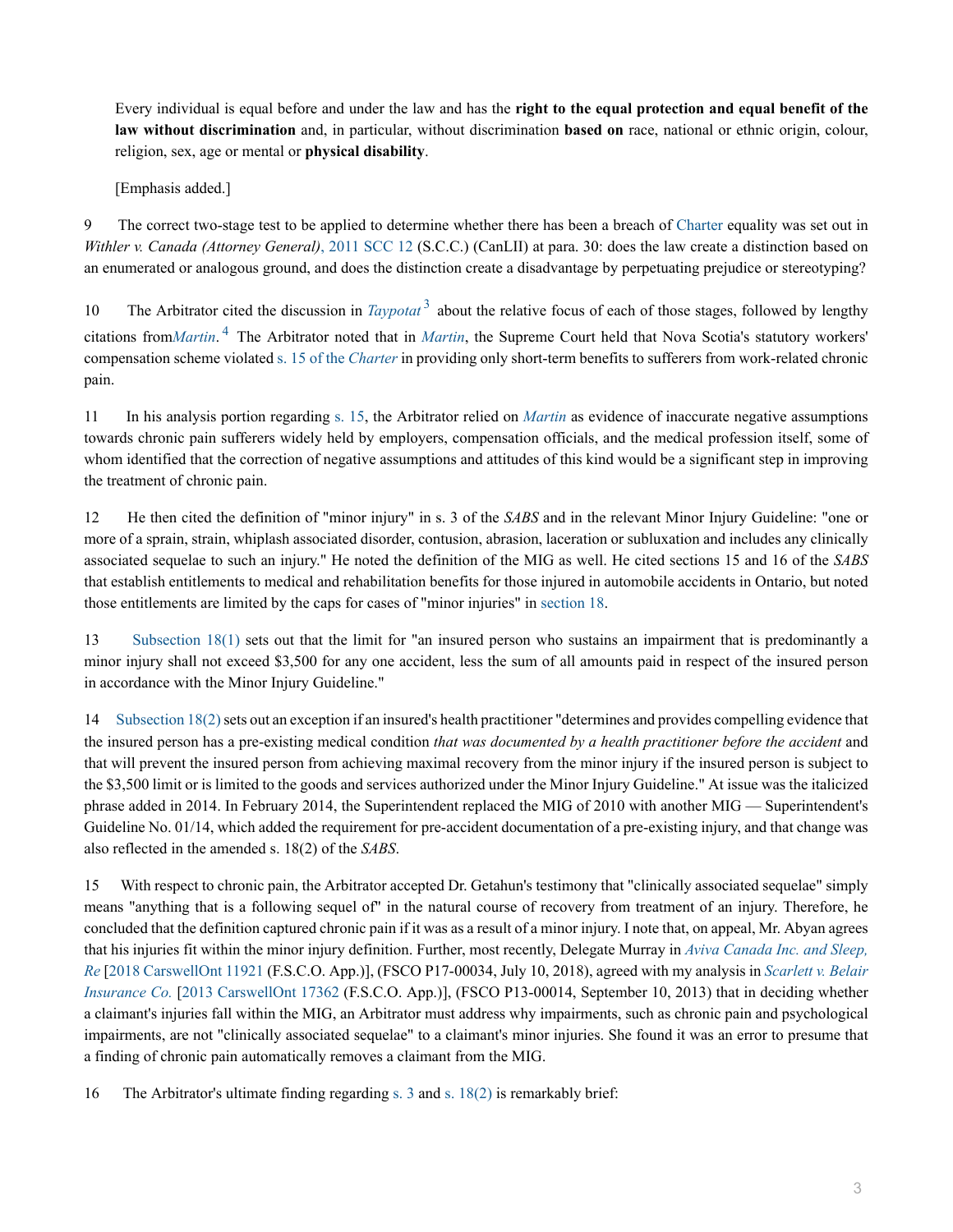> Every individual is equal before and under the law and has the **right to the equal protection and equal benefit of the law without discrimination** and, in particular, without discrimination **based on** race, national or ethnic origin, colour, religion, sex, age or mental or **physical disability**.
>
> [Emphasis added.]

9 The correct two-stage test to be applied to determine whether there has been a breach of Charter equality was set out in *Withler v. Canada (Attorney General)*, 2011 SCC 12 (S.C.C.) (CanLII) at para. 30: does the law create a distinction based on an enumerated or analogous ground, and does the distinction create a disadvantage by perpetuating prejudice or stereotyping?

10 The Arbitrator cited the discussion in *Taypotat*[3] about the relative focus of each of those stages, followed by lengthy citations from *Martin*.[4] The Arbitrator noted that in *Martin*, the Supreme Court held that Nova Scotia's statutory workers' compensation scheme violated s. 15 of the *Charter* in providing only short-term benefits to sufferers from work-related chronic pain.

11 In his analysis portion regarding s. 15, the Arbitrator relied on *Martin* as evidence of inaccurate negative assumptions towards chronic pain sufferers widely held by employers, compensation officials, and the medical profession itself, some of whom identified that the correction of negative assumptions and attitudes of this kind would be a significant step in improving the treatment of chronic pain.

12 He then cited the definition of "minor injury" in s. 3 of the *SABS* and in the relevant Minor Injury Guideline: "one or more of a sprain, strain, whiplash associated disorder, contusion, abrasion, laceration or subluxation and includes any clinically associated sequelae to such an injury." He noted the definition of the MIG as well. He cited sections 15 and 16 of the *SABS* that establish entitlements to medical and rehabilitation benefits for those injured in automobile accidents in Ontario, but noted those entitlements are limited by the caps for cases of "minor injuries" in section 18.

13 Subsection 18(1) sets out that the limit for "an insured person who sustains an impairment that is predominantly a minor injury shall not exceed $3,500 for any one accident, less the sum of all amounts paid in respect of the insured person in accordance with the Minor Injury Guideline."

14 Subsection 18(2) sets out an exception if an insured's health practitioner "determines and provides compelling evidence that the insured person has a pre-existing medical condition *that was documented by a health practitioner before the accident* and that will prevent the insured person from achieving maximal recovery from the minor injury if the insured person is subject to the $3,500 limit or is limited to the goods and services authorized under the Minor Injury Guideline." At issue was the italicized phrase added in 2014. In February 2014, the Superintendent replaced the MIG of 2010 with another MIG — Superintendent's Guideline No. 01/14, which added the requirement for pre-accident documentation of a pre-existing injury, and that change was also reflected in the amended s. 18(2) of the *SABS*.

15 With respect to chronic pain, the Arbitrator accepted Dr. Getahun's testimony that "clinically associated sequelae" simply means "anything that is a following sequel of" in the natural course of recovery from treatment of an injury. Therefore, he concluded that the definition captured chronic pain if it was as a result of a minor injury. I note that, on appeal, Mr. Abyan agrees that his injuries fit within the minor injury definition. Further, most recently, Delegate Murray in *Aviva Canada Inc. and Sleep, Re* [2018 CarswellOnt 11921 (F.S.C.O. App.)], (FSCO P17-00034, July 10, 2018), agreed with my analysis in *Scarlett v. Belair Insurance Co.* [2013 CarswellOnt 17362 (F.S.C.O. App.)], (FSCO P13-00014, September 10, 2013) that in deciding whether a claimant's injuries fall within the MIG, an Arbitrator must address why impairments, such as chronic pain and psychological impairments, are not "clinically associated sequelae" to a claimant's minor injuries. She found it was an error to presume that a finding of chronic pain automatically removes a claimant from the MIG.

16 The Arbitrator's ultimate finding regarding s. 3 and s. 18(2) is remarkably brief: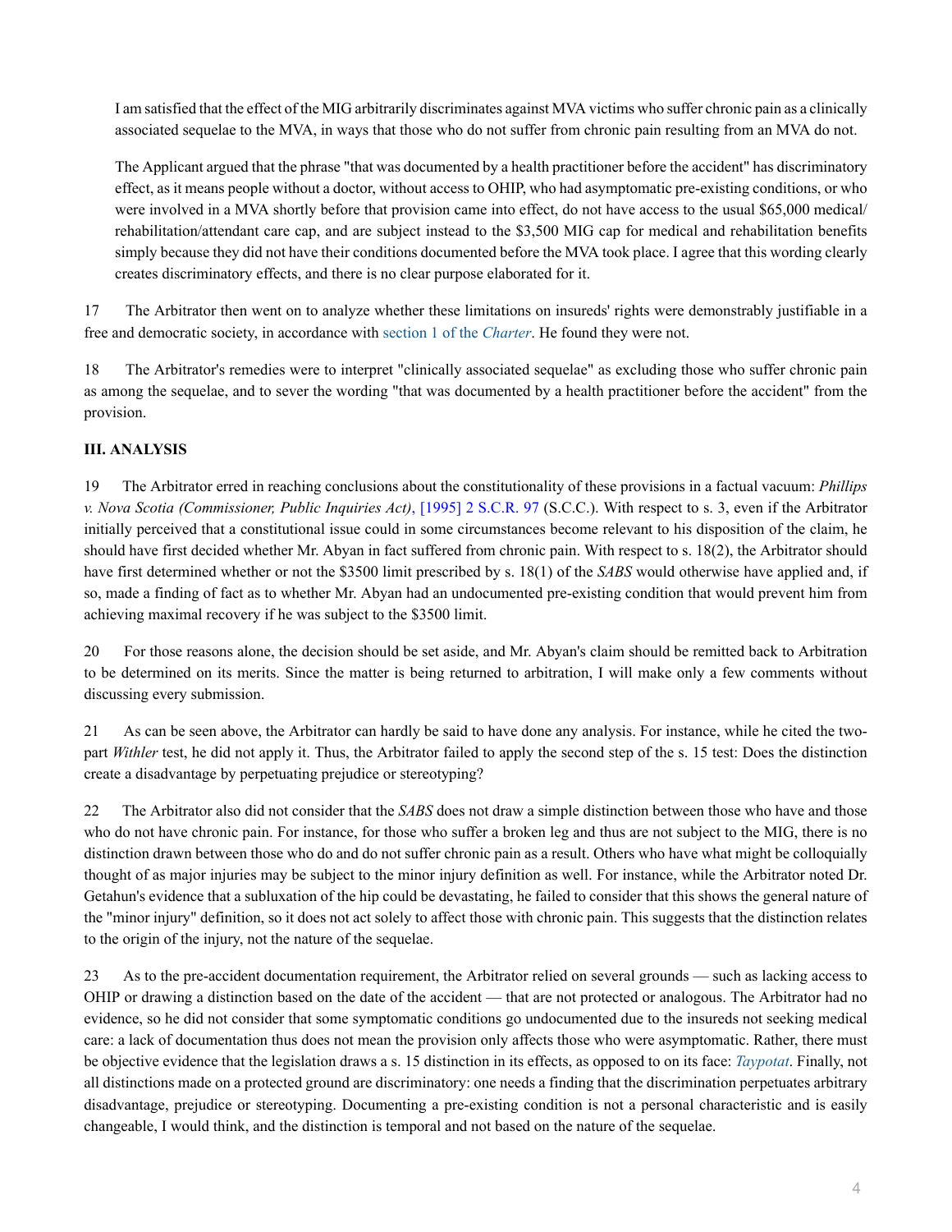> I am satisfied that the effect of the MIG arbitrarily discriminates against MVA victims who suffer chronic pain as a clinically associated sequelae to the MVA, in ways that those who do not suffer from chronic pain resulting from an MVA do not.
>
> The Applicant argued that the phrase "that was documented by a health practitioner before the accident" has discriminatory effect, as it means people without a doctor, without access to OHIP, who had asymptomatic pre-existing conditions, or who were involved in a MVA shortly before that provision came into effect, do not have access to the usual $65,000 medical/ rehabilitation/attendant care cap, and are subject instead to the $3,500 MIG cap for medical and rehabilitation benefits simply because they did not have their conditions documented before the MVA took place. I agree that this wording clearly creates discriminatory effects, and there is no clear purpose elaborated for it.

17 The Arbitrator then went on to analyze whether these limitations on insureds' rights were demonstrably justifiable in a free and democratic society, in accordance with section 1 of the *Charter*. He found they were not.

18 The Arbitrator's remedies were to interpret "clinically associated sequelae" as excluding those who suffer chronic pain as among the sequelae, and to sever the wording "that was documented by a health practitioner before the accident" from the provision.

### III. ANALYSIS

19 The Arbitrator erred in reaching conclusions about the constitutionality of these provisions in a factual vacuum: *Phillips v. Nova Scotia (Commissioner, Public Inquiries Act)*, [1995] 2 S.C.R. 97 (S.C.C.). With respect to s. 3, even if the Arbitrator initially perceived that a constitutional issue could in some circumstances become relevant to his disposition of the claim, he should have first decided whether Mr. Abyan in fact suffered from chronic pain. With respect to s. 18(2), the Arbitrator should have first determined whether or not the $3500 limit prescribed by s. 18(1) of the *SABS* would otherwise have applied and, if so, made a finding of fact as to whether Mr. Abyan had an undocumented pre-existing condition that would prevent him from achieving maximal recovery if he was subject to the $3500 limit.

20 For those reasons alone, the decision should be set aside, and Mr. Abyan's claim should be remitted back to Arbitration to be determined on its merits. Since the matter is being returned to arbitration, I will make only a few comments without discussing every submission.

21 As can be seen above, the Arbitrator can hardly be said to have done any analysis. For instance, while he cited the two-part *Withler* test, he did not apply it. Thus, the Arbitrator failed to apply the second step of the s. 15 test: Does the distinction create a disadvantage by perpetuating prejudice or stereotyping?

22 The Arbitrator also did not consider that the *SABS* does not draw a simple distinction between those who have and those who do not have chronic pain. For instance, for those who suffer a broken leg and thus are not subject to the MIG, there is no distinction drawn between those who do and do not suffer chronic pain as a result. Others who have what might be colloquially thought of as major injuries may be subject to the minor injury definition as well. For instance, while the Arbitrator noted Dr. Getahun's evidence that a subluxation of the hip could be devastating, he failed to consider that this shows the general nature of the "minor injury" definition, so it does not act solely to affect those with chronic pain. This suggests that the distinction relates to the origin of the injury, not the nature of the sequelae.

23 As to the pre-accident documentation requirement, the Arbitrator relied on several grounds — such as lacking access to OHIP or drawing a distinction based on the date of the accident — that are not protected or analogous. The Arbitrator had no evidence, so he did not consider that some symptomatic conditions go undocumented due to the insureds not seeking medical care: a lack of documentation thus does not mean the provision only affects those who were asymptomatic. Rather, there must be objective evidence that the legislation draws a s. 15 distinction in its effects, as opposed to on its face: *Taypotat*. Finally, not all distinctions made on a protected ground are discriminatory: one needs a finding that the discrimination perpetuates arbitrary disadvantage, prejudice or stereotyping. Documenting a pre-existing condition is not a personal characteristic and is easily changeable, I would think, and the distinction is temporal and not based on the nature of the sequelae.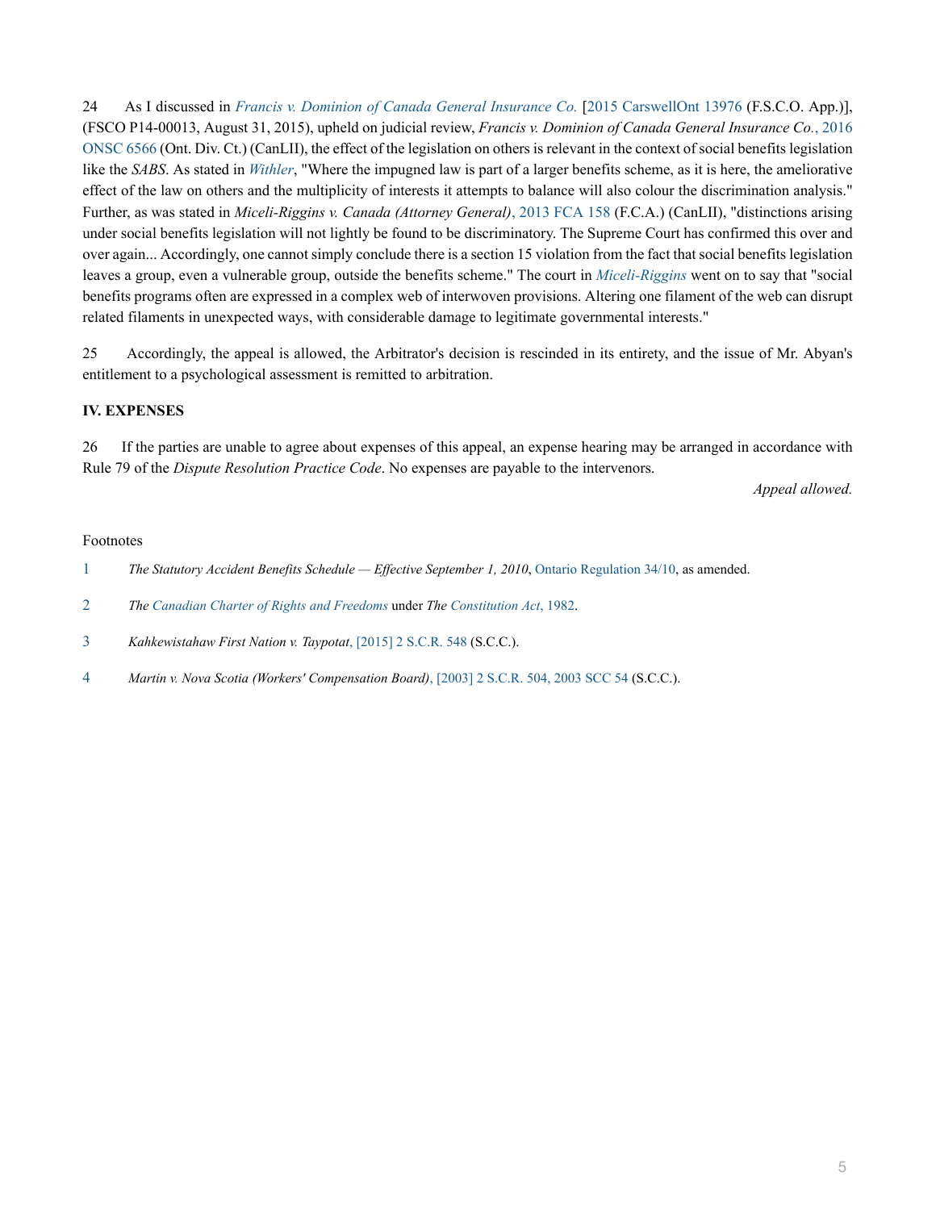24 As I discussed in *Francis v. Dominion of Canada General Insurance Co.* [2015 CarswellOnt 13976 (F.S.C.O. App.)], (FSCO P14-00013, August 31, 2015), upheld on judicial review, *Francis v. Dominion of Canada General Insurance Co.*, 2016 ONSC 6566 (Ont. Div. Ct.) (CanLII), the effect of the legislation on others is relevant in the context of social benefits legislation like the *SABS*. As stated in *Withler*, "Where the impugned law is part of a larger benefits scheme, as it is here, the ameliorative effect of the law on others and the multiplicity of interests it attempts to balance will also colour the discrimination analysis." Further, as was stated in *Miceli-Riggins v. Canada (Attorney General)*, 2013 FCA 158 (F.C.A.) (CanLII), "distinctions arising under social benefits legislation will not lightly be found to be discriminatory. The Supreme Court has confirmed this over and over again... Accordingly, one cannot simply conclude there is a section 15 violation from the fact that social benefits legislation leaves a group, even a vulnerable group, outside the benefits scheme." The court in *Miceli-Riggins* went on to say that "social benefits programs often are expressed in a complex web of interwoven provisions. Altering one filament of the web can disrupt related filaments in unexpected ways, with considerable damage to legitimate governmental interests."

25 Accordingly, the appeal is allowed, the Arbitrator's decision is rescinded in its entirety, and the issue of Mr. Abyan's entitlement to a psychological assessment is remitted to arbitration.

**IV. EXPENSES**

26 If the parties are unable to agree about expenses of this appeal, an expense hearing may be arranged in accordance with Rule 79 of the *Dispute Resolution Practice Code*. No expenses are payable to the intervenors.

*Appeal allowed.*

Footnotes

1 *The Statutory Accident Benefits Schedule — Effective September 1, 2010*, Ontario Regulation 34/10, as amended.

2 *The Canadian Charter of Rights and Freedoms* under *The Constitution Act*, 1982.

3 *Kahkewistahaw First Nation v. Taypotat*, [2015] 2 S.C.R. 548 (S.C.C.).

4 *Martin v. Nova Scotia (Workers' Compensation Board)*, [2003] 2 S.C.R. 504, 2003 SCC 54 (S.C.C.).